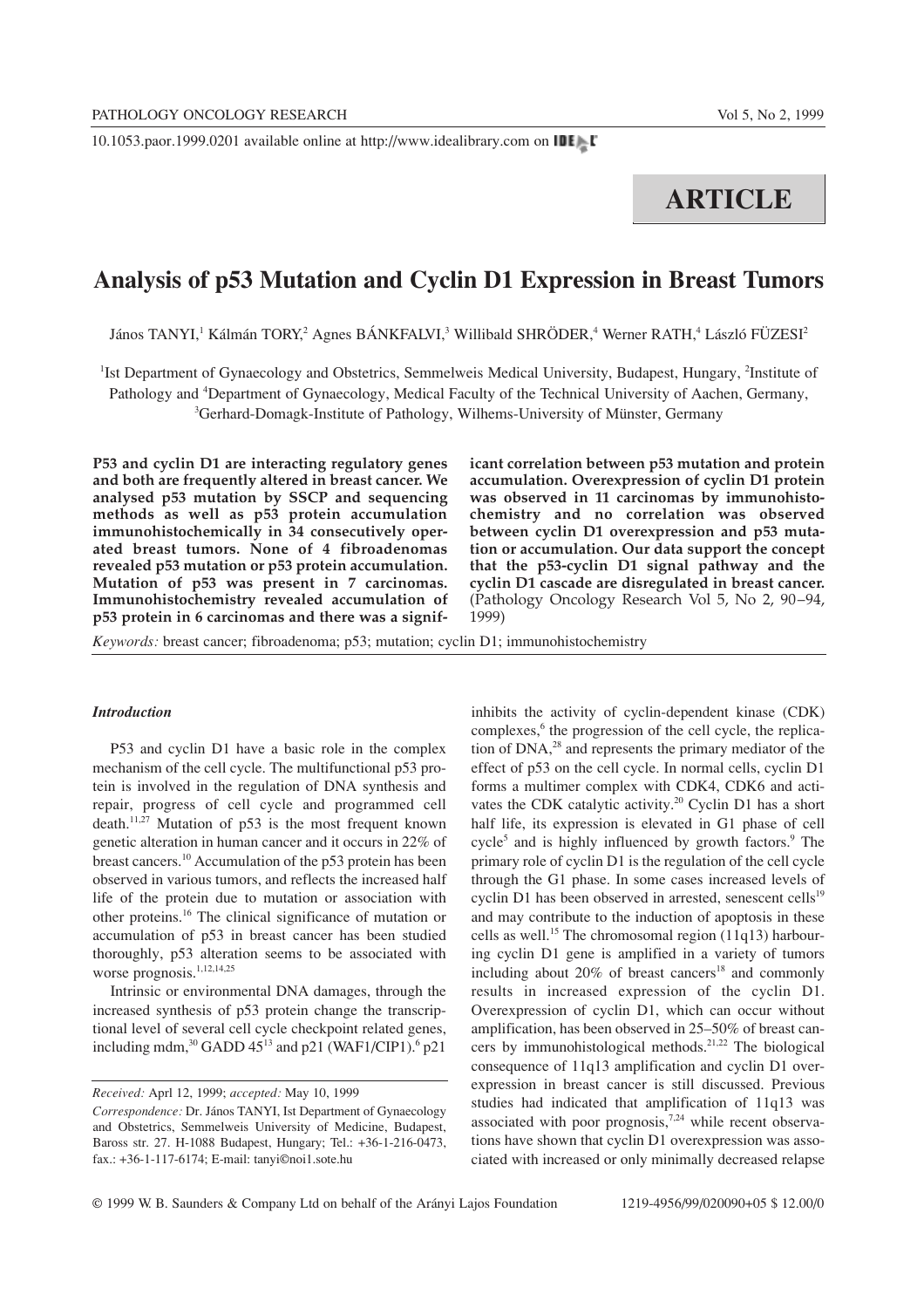10.1053.paor.1999.0201 available online at http://www.idealibrary.com on IDEAL

# ARTICLE

## Analysis of p53 Mutation and Cyclin D1 Expression in Breast Tumors

János TANYI,[1] Kálmán TORY,[2] Agnes BÁNKFALVI,[3] Willibald SHRÖDER,[4] Werner RATH,[4] László FÜZESI[2]

[1]Ist Department of Gynaecology and Obstetrics, Semmelweis Medical University, Budapest, Hungary, [2]Institute of Pathology and [4]Department of Gynaecology, Medical Faculty of the Technical University of Aachen, Germany, [3]Gerhard-Domagk-Institute of Pathology, Wilhems-University of Münster, Germany

**P53 and cyclin D1 are interacting regulatory genes and both are frequently altered in breast cancer. We analysed p53 mutation by SSCP and sequencing methods as well as p53 protein accumulation immunohistochemically in 34 consecutively operated breast tumors. None of 4 fibroadenomas revealed p53 mutation or p53 protein accumulation. Mutation of p53 was present in 7 carcinomas. Immunohistochemistry revealed accumulation of p53 protein in 6 carcinomas and there was a significant correlation between p53 mutation and protein accumulation. Overexpression of cyclin D1 protein was observed in 11 carcinomas by immunohistochemistry and no correlation was observed between cyclin D1 overexpression and p53 mutation or accumulation. Our data support the concept that the p53-cyclin D1 signal pathway and the cyclin D1 cascade are disregulated in breast cancer.** (Pathology Oncology Research Vol 5, No 2, 90–94, 1999)

*Keywords:* breast cancer; fibroadenoma; p53; mutation; cyclin D1; immunohistochemistry

### *Introduction*

P53 and cyclin D1 have a basic role in the complex mechanism of the cell cycle. The multifunctional p53 protein is involved in the regulation of DNA synthesis and repair, progress of cell cycle and programmed cell death.[11,27] Mutation of p53 is the most frequent known genetic alteration in human cancer and it occurs in 22% of breast cancers.[10] Accumulation of the p53 protein has been observed in various tumors, and reflects the increased half life of the protein due to mutation or association with other proteins.[16] The clinical significance of mutation or accumulation of p53 in breast cancer has been studied thoroughly, p53 alteration seems to be associated with worse prognosis.[1,12,14,25]

Intrinsic or environmental DNA damages, through the increased synthesis of p53 protein change the transcriptional level of several cell cycle checkpoint related genes, including mdm,[30] GADD 45[13] and p21 (WAF1/CIP1).[6] p21 inhibits the activity of cyclin-dependent kinase (CDK) complexes,[6] the progression of the cell cycle, the replication of DNA,[28] and represents the primary mediator of the effect of p53 on the cell cycle. In normal cells, cyclin D1 forms a multimer complex with CDK4, CDK6 and activates the CDK catalytic activity.[20] Cyclin D1 has a short half life, its expression is elevated in G1 phase of cell cycle[5] and is highly influenced by growth factors.[9] The primary role of cyclin D1 is the regulation of the cell cycle through the G1 phase. In some cases increased levels of cyclin D1 has been observed in arrested, senescent cells[19] and may contribute to the induction of apoptosis in these cells as well.[15] The chromosomal region (11q13) harbouring cyclin D1 gene is amplified in a variety of tumors including about 20% of breast cancers[18] and commonly results in increased expression of the cyclin D1. Overexpression of cyclin D1, which can occur without amplification, has been observed in 25–50% of breast cancers by immunohistological methods.[21,22] The biological consequence of 11q13 amplification and cyclin D1 overexpression in breast cancer is still discussed. Previous studies had indicated that amplification of 11q13 was associated with poor prognosis,[7,24] while recent observations have shown that cyclin D1 overexpression was associated with increased or only minimally decreased relapse

*Received:* Aprl 12, 1999; *accepted:* May 10, 1999

*Correspondence:* Dr. János TANYI, Ist Department of Gynaecology and Obstetrics, Semmelweis University of Medicine, Budapest, Baross str. 27. H-1088 Budapest, Hungary; Tel.: +36-1-216-0473, fax.: +36-1-117-6174; E-mail: tanyi©noi1.sote.hu

© 1999 W. B. Saunders & Company Ltd on behalf of the Arányi Lajos Foundation 1219-4956/99/020090+05 $ 12.00/0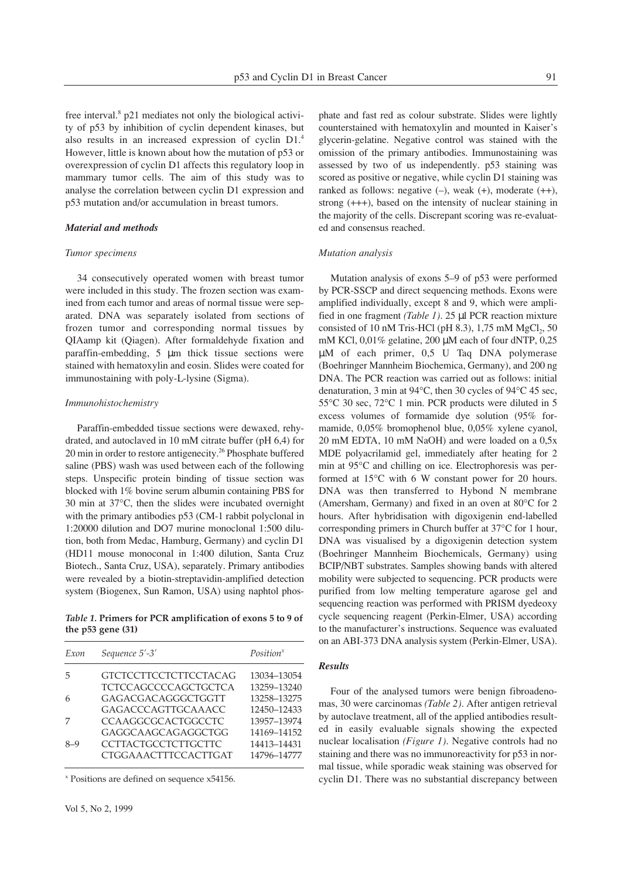free interval.[8] p21 mediates not only the biological activity of p53 by inhibition of cyclin dependent kinases, but also results in an increased expression of cyclin D1.[4] However, little is known about how the mutation of p53 or overexpression of cyclin D1 affects this regulatory loop in mammary tumor cells. The aim of this study was to analyse the correlation between cyclin D1 expression and p53 mutation and/or accumulation in breast tumors.

### *Material and methods*

#### *Tumor specimens*

34 consecutively operated women with breast tumor were included in this study. The frozen section was examined from each tumor and areas of normal tissue were separated. DNA was separately isolated from sections of frozen tumor and corresponding normal tissues by QIAamp kit (Qiagen). After formaldehyde fixation and paraffin-embedding, 5 μm thick tissue sections were stained with hematoxylin and eosin. Slides were coated for immunostaining with poly-L-lysine (Sigma).

#### *Immunohistochemistry*

Paraffin-embedded tissue sections were dewaxed, rehydrated, and autoclaved in 10 mM citrate buffer (pH 6,4) for 20 min in order to restore antigenecity.[26] Phosphate buffered saline (PBS) wash was used between each of the following steps. Unspecific protein binding of tissue section was blocked with 1% bovine serum albumin containing PBS for 30 min at 37°C, then the slides were incubated overnight with the primary antibodies p53 (CM-1 rabbit polyclonal in 1:20000 dilution and DO7 murine monoclonal 1:500 dilution, both from Medac, Hamburg, Germany) and cyclin D1 (HD11 mouse monoconal in 1:400 dilution, Santa Cruz Biotech., Santa Cruz, USA), separately. Primary antibodies were revealed by a biotin-streptavidin-amplified detection system (Biogenex, Sun Ramon, USA) using naphtol phosphate and fast red as colour substrate. Slides were lightly counterstained with hematoxylin and mounted in Kaiser's glycerin-gelatine. Negative control was stained with the omission of the primary antibodies. Immunostaining was assessed by two of us independently. p53 staining was scored as positive or negative, while cyclin D1 staining was ranked as follows: negative (–), weak (+), moderate (++), strong (+++), based on the intensity of nuclear staining in the majority of the cells. Discrepant scoring was re-evaluated and consensus reached.

***Table 1.* Primers for PCR amplification of exons 5 to 9 of the p53 gene (31)**

| *Exon* | *Sequence 5′-3′* | *Position*[x] |
|---|---|---|
| 5 | GTCTCCTTCCTCTTCCTACAG | 13034–13054 |
| | TCTCCAGCCCCAGCTGCTCA | 13259–13240 |
| 6 | GAGACGACAGGGCTGGTT | 13258–13275 |
| | GAGACCCAGTTGCAAACC | 12450–12433 |
| 7 | CCAAGGCGCACTGGCCTC | 13957–13974 |
| | GAGGCAAGCAGAGGCTGG | 14169–14152 |
| 8–9 | CCTTACTGCCTCTTGCTTC | 14413–14431 |
| | CTGGAAACTTTCCACTTGAT | 14796–14777 |

[x] Positions are defined on sequence x54156.

#### *Mutation analysis*

Mutation analysis of exons 5–9 of p53 were performed by PCR-SSCP and direct sequencing methods. Exons were amplified individually, except 8 and 9, which were amplified in one fragment *(Table 1)*. 25 μl PCR reaction mixture consisted of 10 nM Tris-HCl (pH 8.3), 1,75 mM $MgCl_2$, 50 mM KCl, 0,01% gelatine, 200 μM each of four dNTP, 0,25 μM of each primer, 0,5 U Taq DNA polymerase (Boehringer Mannheim Biochemica, Germany), and 200 ng DNA. The PCR reaction was carried out as follows: initial denaturation, 3 min at 94°C, then 30 cycles of 94°C 45 sec, 55°C 30 sec, 72°C 1 min. PCR products were diluted in 5 excess volumes of formamide dye solution (95% formamide, 0,05% bromophenol blue, 0,05% xylene cyanol, 20 mM EDTA, 10 mM NaOH) and were loaded on a 0,5x MDE polyacrilamid gel, immediately after heating for 2 min at 95°C and chilling on ice. Electrophoresis was performed at 15°C with 6 W constant power for 20 hours. DNA was then transferred to Hybond N membrane (Amersham, Germany) and fixed in an oven at 80°C for 2 hours. After hybridisation with digoxigenin end-labelled corresponding primers in Church buffer at 37°C for 1 hour, DNA was visualised by a digoxigenin detection system (Boehringer Mannheim Biochemicals, Germany) using BCIP/NBT substrates. Samples showing bands with altered mobility were subjected to sequencing. PCR products were purified from low melting temperature agarose gel and sequencing reaction was performed with PRISM dyedeoxy cycle sequencing reagent (Perkin-Elmer, USA) according to the manufacturer's instructions. Sequence was evaluated on an ABI-373 DNA analysis system (Perkin-Elmer, USA).

### *Results*

Four of the analysed tumors were benign fibroadenomas, 30 were carcinomas *(Table 2)*. After antigen retrieval by autoclave treatment, all of the applied antibodies resulted in easily evaluable signals showing the expected nuclear localisation *(Figure 1)*. Negative controls had no staining and there was no immunoreactivity for p53 in normal tissue, while sporadic weak staining was observed for cyclin D1. There was no substantial discrepancy between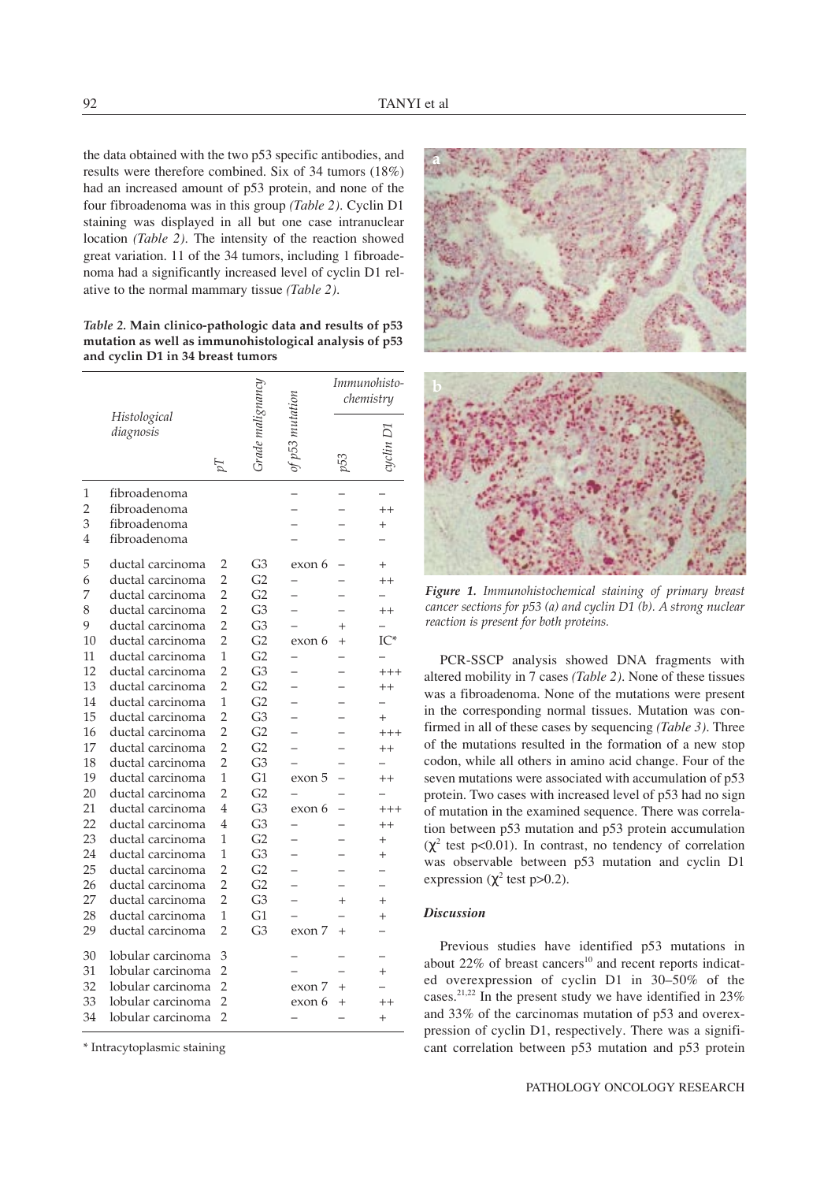the data obtained with the two p53 specific antibodies, and results were therefore combined. Six of 34 tumors (18%) had an increased amount of p53 protein, and none of the four fibroadenoma was in this group *(Table 2)*. Cyclin D1 staining was displayed in all but one case intranuclear location *(Table 2)*. The intensity of the reaction showed great variation. 11 of the 34 tumors, including 1 fibroadenoma had a significantly increased level of cyclin D1 relative to the normal mammary tissue *(Table 2)*.

***Table 2.* Main clinico-pathologic data and results of p53 mutation as well as immunohistological analysis of p53 and cyclin D1 in 34 breast tumors**

| | Histological diagnosis | pT | Grade malignancy | of p53 mutation | Immunohistochemistry | |
|---|---|---|---|---|---|---|
| | | | | | p53 | cyclin D1 |
| 1 | fibroadenoma | | | – | – | – |
| 2 | fibroadenoma | | | – | – | ++ |
| 3 | fibroadenoma | | | – | – | + |
| 4 | fibroadenoma | | | – | – | – |
| 5 | ductal carcinoma | 2 | G3 | exon 6 | – | + |
| 6 | ductal carcinoma | 2 | G2 | – | – | ++ |
| 7 | ductal carcinoma | 2 | G2 | – | – | – |
| 8 | ductal carcinoma | 2 | G3 | – | – | ++ |
| 9 | ductal carcinoma | 2 | G3 | – | + | – |
| 10 | ductal carcinoma | 2 | G2 | exon 6 | + | IC* |
| 11 | ductal carcinoma | 1 | G2 | – | – | – |
| 12 | ductal carcinoma | 2 | G3 | – | – | +++ |
| 13 | ductal carcinoma | 2 | G2 | – | – | ++ |
| 14 | ductal carcinoma | 1 | G2 | – | – | – |
| 15 | ductal carcinoma | 2 | G3 | – | – | + |
| 16 | ductal carcinoma | 2 | G2 | – | – | +++ |
| 17 | ductal carcinoma | 2 | G2 | – | – | ++ |
| 18 | ductal carcinoma | 2 | G3 | – | – | – |
| 19 | ductal carcinoma | 1 | G1 | exon 5 | – | ++ |
| 20 | ductal carcinoma | 2 | G2 | – | – | – |
| 21 | ductal carcinoma | 4 | G3 | exon 6 | – | +++ |
| 22 | ductal carcinoma | 4 | G3 | – | – | ++ |
| 23 | ductal carcinoma | 1 | G2 | – | – | + |
| 24 | ductal carcinoma | 1 | G3 | – | – | + |
| 25 | ductal carcinoma | 2 | G2 | – | – | – |
| 26 | ductal carcinoma | 2 | G2 | – | – | – |
| 27 | ductal carcinoma | 2 | G3 | – | + | + |
| 28 | ductal carcinoma | 1 | G1 | – | – | + |
| 29 | ductal carcinoma | 2 | G3 | exon 7 | + | – |
| 30 | lobular carcinoma | 3 | | – | – | – |
| 31 | lobular carcinoma | 2 | | – | – | + |
| 32 | lobular carcinoma | 2 | | exon 7 | + | – |
| 33 | lobular carcinoma | 2 | | exon 6 | + | ++ |
| 34 | lobular carcinoma | 2 | | – | – | + |

\* Intracytoplasmic staining

*Figure 1. Immunohistochemical staining of primary breast cancer sections for p53 (a) and cyclin D1 (b). A strong nuclear reaction is present for both proteins.*

PCR-SSCP analysis showed DNA fragments with altered mobility in 7 cases *(Table 2)*. None of these tissues was a fibroadenoma. None of the mutations were present in the corresponding normal tissues. Mutation was confirmed in all of these cases by sequencing *(Table 3)*. Three of the mutations resulted in the formation of a new stop codon, while all others in amino acid change. Four of the seven mutations were associated with accumulation of p53 protein. Two cases with increased level of p53 had no sign of mutation in the examined sequence. There was correlation between p53 mutation and p53 protein accumulation ($\chi^2$ test $p<0.01$). In contrast, no tendency of correlation was observable between p53 mutation and cyclin D1 expression ($\chi^2$ test $p>0.2$).

### *Discussion*

Previous studies have identified p53 mutations in about 22% of breast cancers[10] and recent reports indicated overexpression of cyclin D1 in 30–50% of the cases.[21,22] In the present study we have identified in 23% and 33% of the carcinomas mutation of p53 and overexpression of cyclin D1, respectively. There was a significant correlation between p53 mutation and p53 protein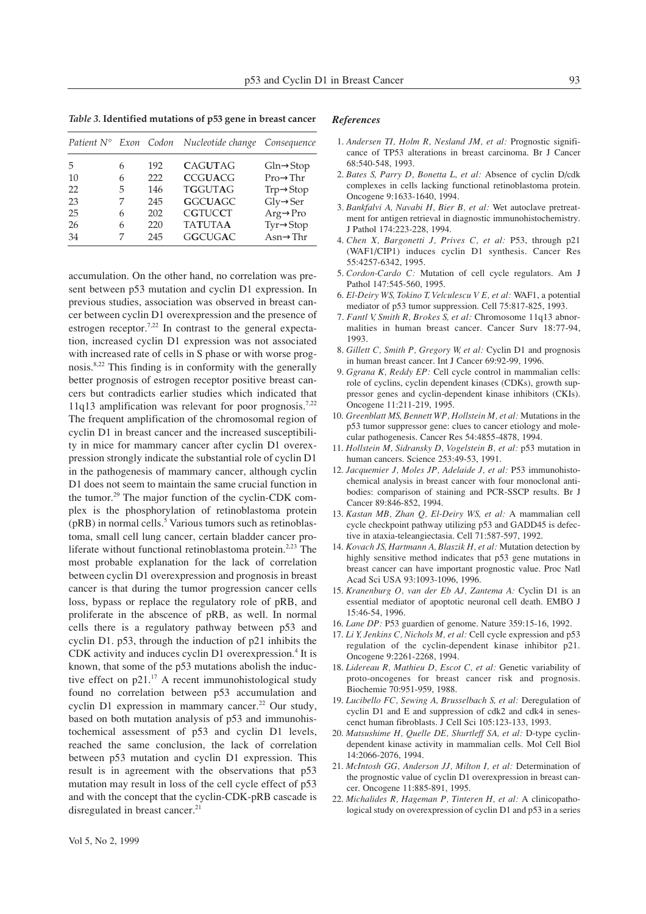*Table 3.* **Identified mutations of p53 gene in breast cancer**

| *Patient N°* | *Exon* | *Codon* | *Nucleotide change* | *Consequence* |
|---|---|---|---|---|
| 5 | 6 | 192 | **C**AG**U**TAG | Gln→Stop |
| 10 | 6 | 222 | **C**CG**U**ACG | Pro→Thr |
| 22 | 5 | 146 | T**G**GUT**A**G | Trp→Stop |
| 23 | 7 | 245 | **G**GC**U**AGC | Gly→Ser |
| 25 | 6 | 202 | C**G**TUC**C**T | Arg→Pro |
| 26 | 6 | 220 | TA**T**UTA**A** | Tyr→Stop |
| 34 | 7 | 245 | G**G**CUG**A**C | Asn→Thr |

accumulation. On the other hand, no correlation was present between p53 mutation and cyclin D1 expression. In previous studies, association was observed in breast cancer between cyclin D1 overexpression and the presence of estrogen receptor.[7,22] In contrast to the general expectation, increased cyclin D1 expression was not associated with increased rate of cells in S phase or with worse prognosis.[8,22] This finding is in conformity with the generally better prognosis of estrogen receptor positive breast cancers but contradicts earlier studies which indicated that 11q13 amplification was relevant for poor prognosis.[7,22] The frequent amplification of the chromosomal region of cyclin D1 in breast cancer and the increased susceptibility in mice for mammary cancer after cyclin D1 overexpression strongly indicate the substantial role of cyclin D1 in the pathogenesis of mammary cancer, although cyclin D1 does not seem to maintain the same crucial function in the tumor.[29] The major function of the cyclin-CDK complex is the phosphorylation of retinoblastoma protein (pRB) in normal cells.[5] Various tumors such as retinoblastoma, small cell lung cancer, certain bladder cancer proliferate without functional retinoblastoma protein.[2,23] The most probable explanation for the lack of correlation between cyclin D1 overexpression and prognosis in breast cancer is that during the tumor progression cancer cells loss, bypass or replace the regulatory role of pRB, and proliferate in the abscence of pRB, as well. In normal cells there is a regulatory pathway between p53 and cyclin D1. p53, through the induction of p21 inhibits the CDK activity and induces cyclin D1 overexpression.[4] It is known, that some of the p53 mutations abolish the inductive effect on p21.[17] A recent immunohistological study found no correlation between p53 accumulation and cyclin D1 expression in mammary cancer.[22] Our study, based on both mutation analysis of p53 and immunohistochemical assessment of p53 and cyclin D1 levels, reached the same conclusion, the lack of correlation between p53 mutation and cyclin D1 expression. This result is in agreement with the observations that p53 mutation may result in loss of the cell cycle effect of p53 and with the concept that the cyclin-CDK-pRB cascade is disregulated in breast cancer.[21]

## *References*

1. *Andersen TI, Holm R, Nesland JM, et al:* Prognostic significance of TP53 alterations in breast carcinoma. Br J Cancer 68:540-548, 1993.
2. *Bates S, Parry D, Bonetta L, et al:* Absence of cyclin D/cdk complexes in cells lacking functional retinoblastoma protein. Oncogene 9:1633-1640, 1994.
3. *Bankfalvi A, Navabi H, Bier B, et al:* Wet autoclave pretreatment for antigen retrieval in diagnostic immunohistochemistry. J Pathol 174:223-228, 1994.
4. *Chen X, Bargonetti J, Prives C, et al:* P53, through p21 (WAF1/CIP1) induces cyclin D1 synthesis. Cancer Res 55:4257-6342, 1995.
5. *Cordon-Cardo C:* Mutation of cell cycle regulators. Am J Pathol 147:545-560, 1995.
6. *El-Deiry WS, Tokino T, Velculescu V E, et al:* WAF1, a potential mediator of p53 tumor suppression. Cell 75:817-825, 1993.
7. *Fantl V, Smith R, Brokes S, et al:* Chromosome 11q13 abnormalities in human breast cancer. Cancer Surv 18:77-94, 1993.
8. *Gillett C, Smith P, Gregory W, et al:* Cyclin D1 and prognosis in human breast cancer. Int J Cancer 69:92-99, 1996.
9. *Ggrana K, Reddy EP:* Cell cycle control in mammalian cells: role of cyclins, cyclin dependent kinases (CDKs), growth suppressor genes and cyclin-dependent kinase inhibitors (CKIs). Oncogene 11:211-219, 1995.
10. *Greenblatt MS, Bennett WP, Hollstein M, et al:* Mutations in the p53 tumor suppressor gene: clues to cancer etiology and molecular pathogenesis. Cancer Res 54:4855-4878, 1994.
11. *Hollstein M, Sidransky D, Vogelstein B, et al:* p53 mutation in human cancers. Science 253:49-53, 1991.
12. *Jacquemier J, Moles JP, Adelaide J, et al:* P53 immunohistochemical analysis in breast cancer with four monoclonal antibodies: comparison of staining and PCR-SSCP results. Br J Cancer 89:846-852, 1994.
13. *Kastan MB, Zhan Q, El-Deiry WS, et al:* A mammalian cell cycle checkpoint pathway utilizing p53 and GADD45 is defective in ataxia-teleangiectasia. Cell 71:587-597, 1992.
14. *Kovach JS, Hartmann A, Blaszik H, et al:* Mutation detection by highly sensitive method indicates that p53 gene mutations in breast cancer can have important prognostic value. Proc Natl Acad Sci USA 93:1093-1096, 1996.
15. *Kranenburg O, van der Eb AJ, Zantema A:* Cyclin D1 is an essential mediator of apoptotic neuronal cell death. EMBO J 15:46-54, 1996.
16. *Lane DP:* P53 guardien of genome. Nature 359:15-16, 1992.
17. *Li Y, Jenkins C, Nichols M, et al:* Cell cycle expression and p53 regulation of the cyclin-dependent kinase inhibitor p21. Oncogene 9:2261-2268, 1994.
18. *Lidereau R, Mathieu D, Escot C, et al:* Genetic variability of proto-oncogenes for breast cancer risk and prognosis. Biochemie 70:951-959, 1988.
19. *Lucibello FC, Sewing A, Brusselbach S, et al:* Deregulation of cyclin D1 and E and suppression of cdk2 and cdk4 in senescenct human fibroblasts. J Cell Sci 105:123-133, 1993.
20. *Matsushime H, Quelle DE, Shurtleff SA, et al:* D-type cyclin-dependent kinase activity in mammalian cells. Mol Cell Biol 14:2066-2076, 1994.
21. *McIntosh GG, Anderson JJ, Milton I, et al:* Determination of the prognostic value of cyclin D1 overexpression in breast cancer. Oncogene 11:885-891, 1995.
22. *Michalides R, Hageman P, Tinteren H, et al:* A clinicopathological study on overexpression of cyclin D1 and p53 in a series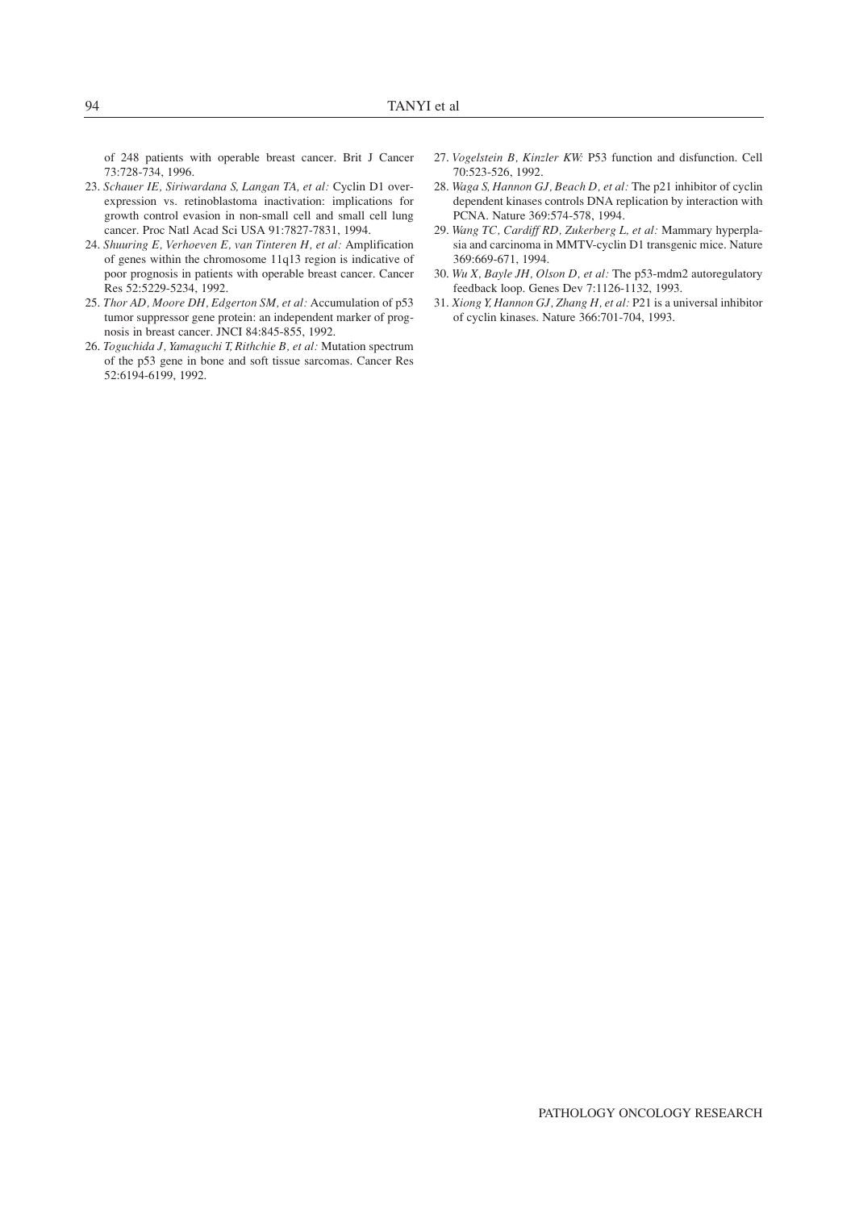of 248 patients with operable breast cancer. Brit J Cancer 73:728-734, 1996.

23. *Schauer IE, Siriwardana S, Langan TA, et al:* Cyclin D1 overexpression vs. retinoblastoma inactivation: implications for growth control evasion in non-small cell and small cell lung cancer. Proc Natl Acad Sci USA 91:7827-7831, 1994.
24. *Shuuring E, Verhoeven E, van Tinteren H, et al:* Amplification of genes within the chromosome 11q13 region is indicative of poor prognosis in patients with operable breast cancer. Cancer Res 52:5229-5234, 1992.
25. *Thor AD, Moore DH, Edgerton SM, et al:* Accumulation of p53 tumor suppressor gene protein: an independent marker of prognosis in breast cancer. JNCI 84:845-855, 1992.
26. *Toguchida J, Yamaguchi T, Rithchie B, et al:* Mutation spectrum of the p53 gene in bone and soft tissue sarcomas. Cancer Res 52:6194-6199, 1992.
27. *Vogelstein B, Kinzler KW:* P53 function and disfunction. Cell 70:523-526, 1992.
28. *Waga S, Hannon GJ, Beach D, et al:* The p21 inhibitor of cyclin dependent kinases controls DNA replication by interaction with PCNA. Nature 369:574-578, 1994.
29. *Wang TC, Cardiff RD, Zukerberg L, et al:* Mammary hyperplasia and carcinoma in MMTV-cyclin D1 transgenic mice. Nature 369:669-671, 1994.
30. *Wu X, Bayle JH, Olson D, et al:* The p53-mdm2 autoregulatory feedback loop. Genes Dev 7:1126-1132, 1993.
31. *Xiong Y, Hannon GJ, Zhang H, et al:* P21 is a universal inhibitor of cyclin kinases. Nature 366:701-704, 1993.